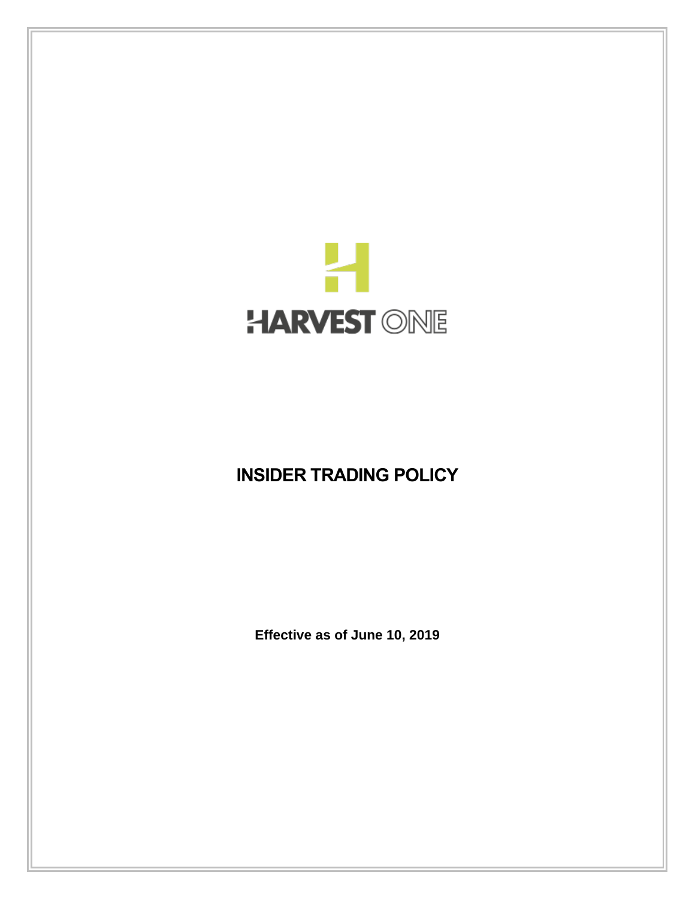HARVEST ONE

# INSIDER TRADING POLICY

**Effective as of June 10, 2019**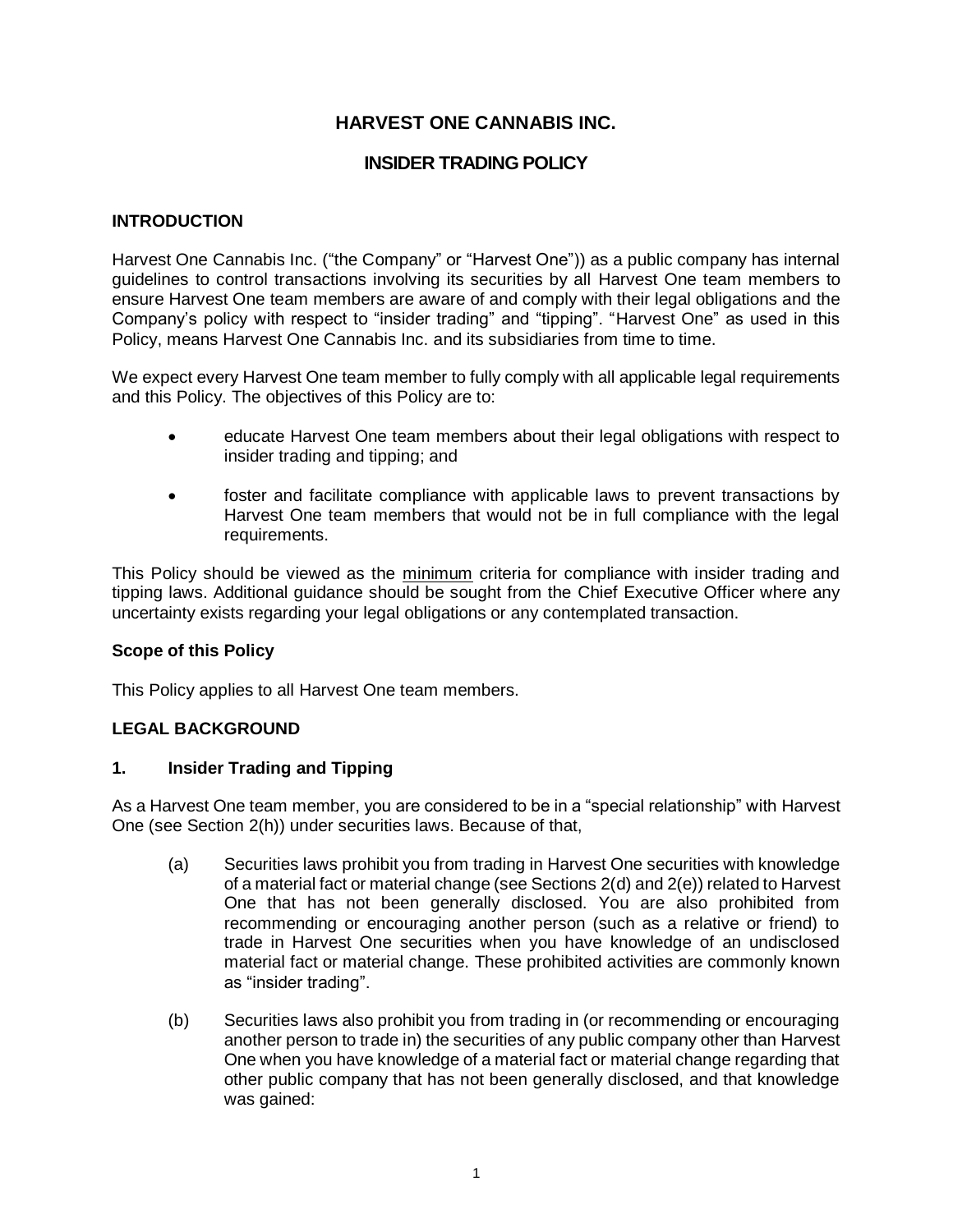# HARVEST ONE CANNABIS INC.

## INSIDER TRADING POLICY

### INTRODUCTION

Harvest One Cannabis Inc. ("the Company" or "Harvest One")) as a public company has internal guidelines to control transactions involving its securities by all Harvest One team members to ensure Harvest One team members are aware of and comply with their legal obligations and the Company's policy with respect to "insider trading" and "tipping". "Harvest One" as used in this Policy, means Harvest One Cannabis Inc. and its subsidiaries from time to time.

We expect every Harvest One team member to fully comply with all applicable legal requirements and this Policy. The objectives of this Policy are to:

- educate Harvest One team members about their legal obligations with respect to insider trading and tipping; and
- foster and facilitate compliance with applicable laws to prevent transactions by Harvest One team members that would not be in full compliance with the legal requirements.

This Policy should be viewed as the <u>minimum</u> criteria for compliance with insider trading and tipping laws. Additional guidance should be sought from the Chief Executive Officer where any uncertainty exists regarding your legal obligations or any contemplated transaction.

#### Scope of this Policy

This Policy applies to all Harvest One team members.

### LEGAL BACKGROUND

#### 1. Insider Trading and Tipping

As a Harvest One team member, you are considered to be in a "special relationship" with Harvest One (see Section 2(h)) under securities laws. Because of that,

(a) Securities laws prohibit you from trading in Harvest One securities with knowledge of a material fact or material change (see Sections 2(d) and 2(e)) related to Harvest One that has not been generally disclosed. You are also prohibited from recommending or encouraging another person (such as a relative or friend) to trade in Harvest One securities when you have knowledge of an undisclosed material fact or material change. These prohibited activities are commonly known as "insider trading".

(b) Securities laws also prohibit you from trading in (or recommending or encouraging another person to trade in) the securities of any public company other than Harvest One when you have knowledge of a material fact or material change regarding that other public company that has not been generally disclosed, and that knowledge was gained: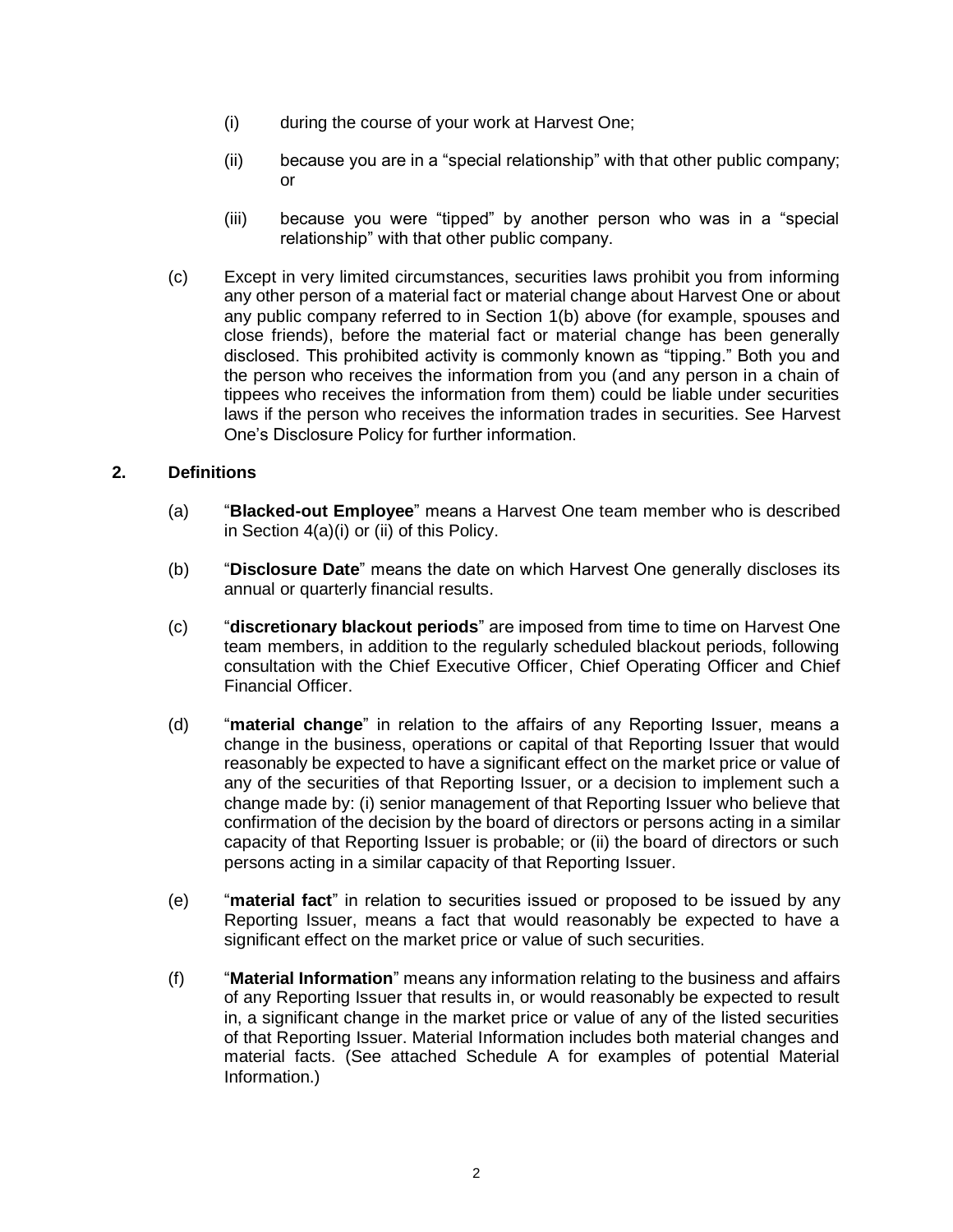(i) during the course of your work at Harvest One;

(ii) because you are in a "special relationship" with that other public company; or

(iii) because you were "tipped" by another person who was in a "special relationship" with that other public company.

(c) Except in very limited circumstances, securities laws prohibit you from informing any other person of a material fact or material change about Harvest One or about any public company referred to in Section 1(b) above (for example, spouses and close friends), before the material fact or material change has been generally disclosed. This prohibited activity is commonly known as "tipping." Both you and the person who receives the information from you (and any person in a chain of tippees who receives the information from them) could be liable under securities laws if the person who receives the information trades in securities. See Harvest One's Disclosure Policy for further information.

## 2. Definitions

(a) "**Blacked-out Employee**" means a Harvest One team member who is described in Section 4(a)(i) or (ii) of this Policy.

(b) "**Disclosure Date**" means the date on which Harvest One generally discloses its annual or quarterly financial results.

(c) "**discretionary blackout periods**" are imposed from time to time on Harvest One team members, in addition to the regularly scheduled blackout periods, following consultation with the Chief Executive Officer, Chief Operating Officer and Chief Financial Officer.

(d) "**material change**" in relation to the affairs of any Reporting Issuer, means a change in the business, operations or capital of that Reporting Issuer that would reasonably be expected to have a significant effect on the market price or value of any of the securities of that Reporting Issuer, or a decision to implement such a change made by: (i) senior management of that Reporting Issuer who believe that confirmation of the decision by the board of directors or persons acting in a similar capacity of that Reporting Issuer is probable; or (ii) the board of directors or such persons acting in a similar capacity of that Reporting Issuer.

(e) "**material fact**" in relation to securities issued or proposed to be issued by any Reporting Issuer, means a fact that would reasonably be expected to have a significant effect on the market price or value of such securities.

(f) "**Material Information**" means any information relating to the business and affairs of any Reporting Issuer that results in, or would reasonably be expected to result in, a significant change in the market price or value of any of the listed securities of that Reporting Issuer. Material Information includes both material changes and material facts. (See attached Schedule A for examples of potential Material Information.)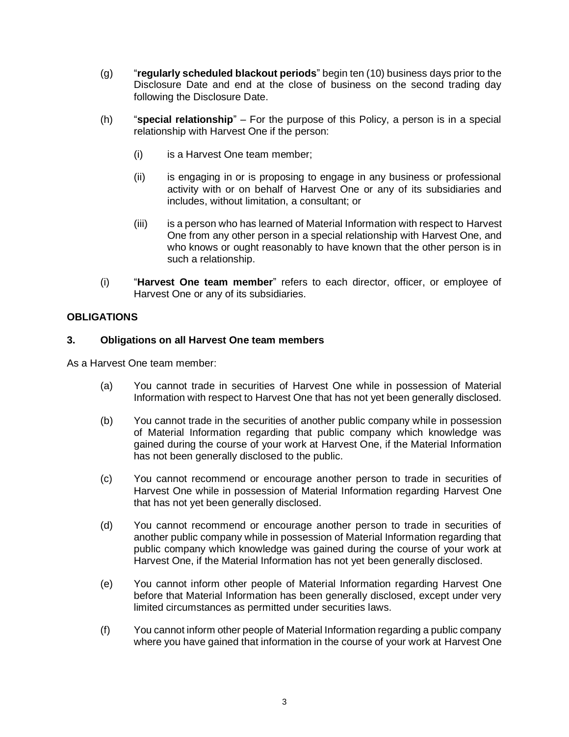(g) "**regularly scheduled blackout periods**" begin ten (10) business days prior to the Disclosure Date and end at the close of business on the second trading day following the Disclosure Date.

(h) "**special relationship**" – For the purpose of this Policy, a person is in a special relationship with Harvest One if the person:

   (i) is a Harvest One team member;

   (ii) is engaging in or is proposing to engage in any business or professional activity with or on behalf of Harvest One or any of its subsidiaries and includes, without limitation, a consultant; or

   (iii) is a person who has learned of Material Information with respect to Harvest One from any other person in a special relationship with Harvest One, and who knows or ought reasonably to have known that the other person is in such a relationship.

(i) "**Harvest One team member**" refers to each director, officer, or employee of Harvest One or any of its subsidiaries.

**OBLIGATIONS**

**3. Obligations on all Harvest One team members**

As a Harvest One team member:

(a) You cannot trade in securities of Harvest One while in possession of Material Information with respect to Harvest One that has not yet been generally disclosed.

(b) You cannot trade in the securities of another public company while in possession of Material Information regarding that public company which knowledge was gained during the course of your work at Harvest One, if the Material Information has not been generally disclosed to the public.

(c) You cannot recommend or encourage another person to trade in securities of Harvest One while in possession of Material Information regarding Harvest One that has not yet been generally disclosed.

(d) You cannot recommend or encourage another person to trade in securities of another public company while in possession of Material Information regarding that public company which knowledge was gained during the course of your work at Harvest One, if the Material Information has not yet been generally disclosed.

(e) You cannot inform other people of Material Information regarding Harvest One before that Material Information has been generally disclosed, except under very limited circumstances as permitted under securities laws.

(f) You cannot inform other people of Material Information regarding a public company where you have gained that information in the course of your work at Harvest One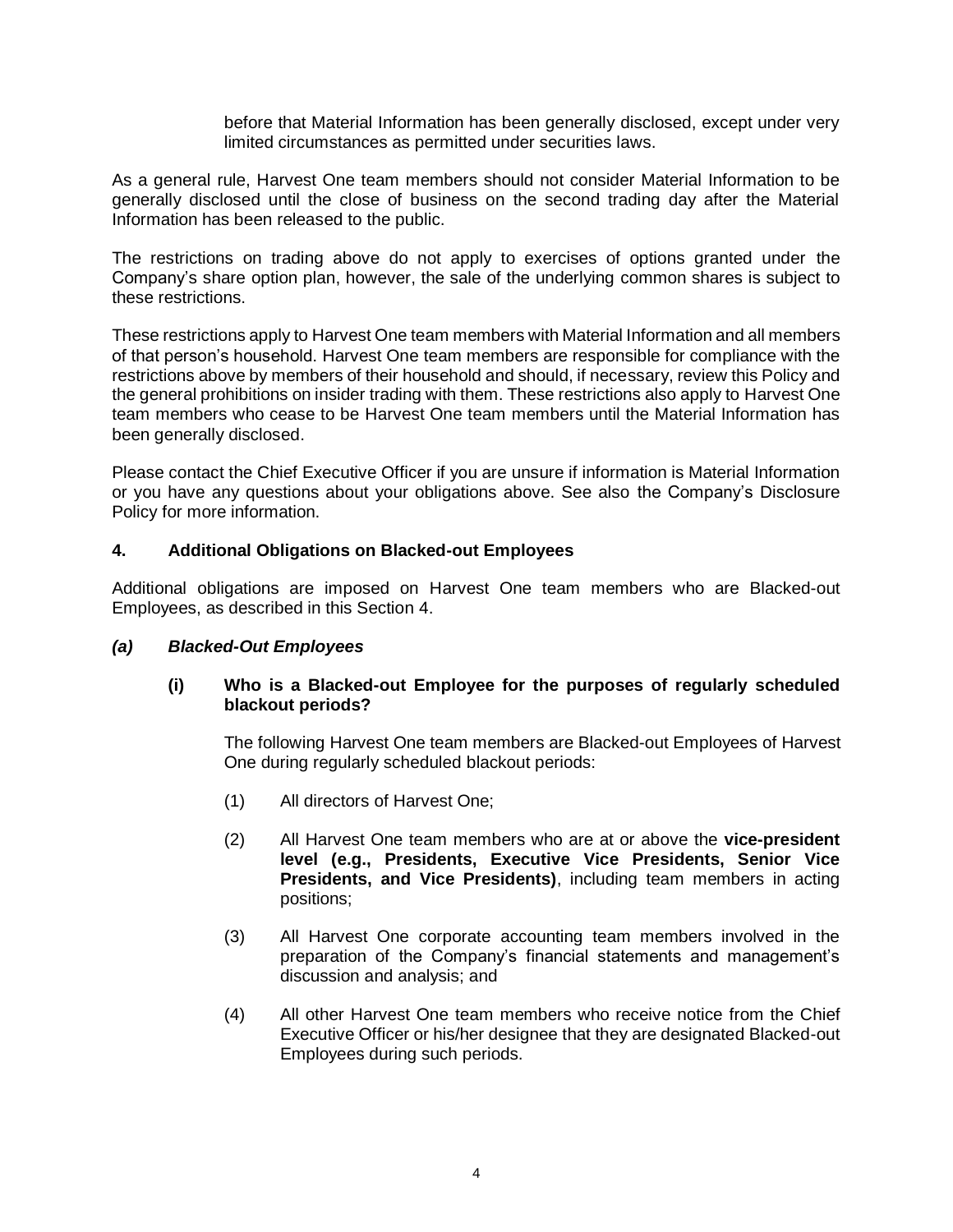before that Material Information has been generally disclosed, except under very limited circumstances as permitted under securities laws.

As a general rule, Harvest One team members should not consider Material Information to be generally disclosed until the close of business on the second trading day after the Material Information has been released to the public.

The restrictions on trading above do not apply to exercises of options granted under the Company's share option plan, however, the sale of the underlying common shares is subject to these restrictions.

These restrictions apply to Harvest One team members with Material Information and all members of that person's household. Harvest One team members are responsible for compliance with the restrictions above by members of their household and should, if necessary, review this Policy and the general prohibitions on insider trading with them. These restrictions also apply to Harvest One team members who cease to be Harvest One team members until the Material Information has been generally disclosed.

Please contact the Chief Executive Officer if you are unsure if information is Material Information or you have any questions about your obligations above. See also the Company's Disclosure Policy for more information.

## 4. Additional Obligations on Blacked-out Employees

Additional obligations are imposed on Harvest One team members who are Blacked-out Employees, as described in this Section 4.

### *(a) Blacked-Out Employees*

#### (i) Who is a Blacked-out Employee for the purposes of regularly scheduled blackout periods?

The following Harvest One team members are Blacked-out Employees of Harvest One during regularly scheduled blackout periods:

(1) All directors of Harvest One;

(2) All Harvest One team members who are at or above the **vice-president level (e.g., Presidents, Executive Vice Presidents, Senior Vice Presidents, and Vice Presidents)**, including team members in acting positions;

(3) All Harvest One corporate accounting team members involved in the preparation of the Company's financial statements and management's discussion and analysis; and

(4) All other Harvest One team members who receive notice from the Chief Executive Officer or his/her designee that they are designated Blacked-out Employees during such periods.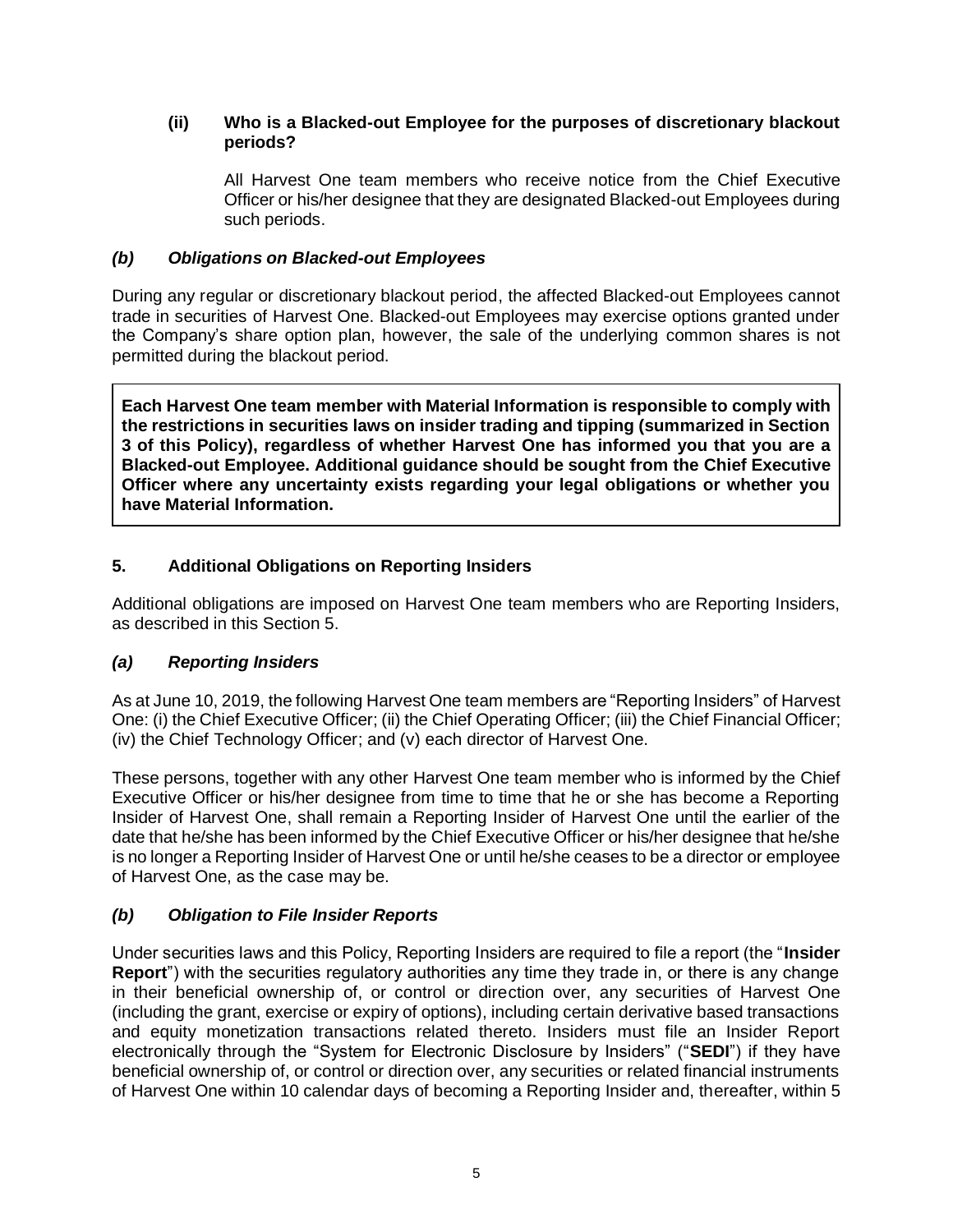#### (ii) Who is a Blacked-out Employee for the purposes of discretionary blackout periods?

All Harvest One team members who receive notice from the Chief Executive Officer or his/her designee that they are designated Blacked-out Employees during such periods.

### *(b) Obligations on Blacked-out Employees*

During any regular or discretionary blackout period, the affected Blacked-out Employees cannot trade in securities of Harvest One. Blacked-out Employees may exercise options granted under the Company's share option plan, however, the sale of the underlying common shares is not permitted during the blackout period.

**Each Harvest One team member with Material Information is responsible to comply with the restrictions in securities laws on insider trading and tipping (summarized in Section 3 of this Policy), regardless of whether Harvest One has informed you that you are a Blacked-out Employee. Additional guidance should be sought from the Chief Executive Officer where any uncertainty exists regarding your legal obligations or whether you have Material Information.**

## 5. Additional Obligations on Reporting Insiders

Additional obligations are imposed on Harvest One team members who are Reporting Insiders, as described in this Section 5.

### *(a) Reporting Insiders*

As at June 10, 2019, the following Harvest One team members are "Reporting Insiders" of Harvest One: (i) the Chief Executive Officer; (ii) the Chief Operating Officer; (iii) the Chief Financial Officer; (iv) the Chief Technology Officer; and (v) each director of Harvest One.

These persons, together with any other Harvest One team member who is informed by the Chief Executive Officer or his/her designee from time to time that he or she has become a Reporting Insider of Harvest One, shall remain a Reporting Insider of Harvest One until the earlier of the date that he/she has been informed by the Chief Executive Officer or his/her designee that he/she is no longer a Reporting Insider of Harvest One or until he/she ceases to be a director or employee of Harvest One, as the case may be.

### *(b) Obligation to File Insider Reports*

Under securities laws and this Policy, Reporting Insiders are required to file a report (the "**Insider Report**") with the securities regulatory authorities any time they trade in, or there is any change in their beneficial ownership of, or control or direction over, any securities of Harvest One (including the grant, exercise or expiry of options), including certain derivative based transactions and equity monetization transactions related thereto. Insiders must file an Insider Report electronically through the "System for Electronic Disclosure by Insiders" ("**SEDI**") if they have beneficial ownership of, or control or direction over, any securities or related financial instruments of Harvest One within 10 calendar days of becoming a Reporting Insider and, thereafter, within 5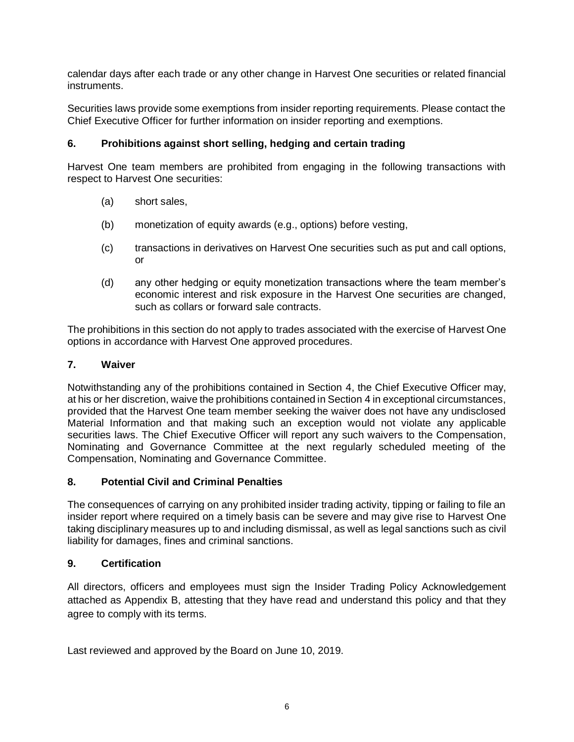calendar days after each trade or any other change in Harvest One securities or related financial instruments.

Securities laws provide some exemptions from insider reporting requirements. Please contact the Chief Executive Officer for further information on insider reporting and exemptions.

### 6. Prohibitions against short selling, hedging and certain trading

Harvest One team members are prohibited from engaging in the following transactions with respect to Harvest One securities:

(a) short sales,

(b) monetization of equity awards (e.g., options) before vesting,

(c) transactions in derivatives on Harvest One securities such as put and call options, or

(d) any other hedging or equity monetization transactions where the team member's economic interest and risk exposure in the Harvest One securities are changed, such as collars or forward sale contracts.

The prohibitions in this section do not apply to trades associated with the exercise of Harvest One options in accordance with Harvest One approved procedures.

### 7. Waiver

Notwithstanding any of the prohibitions contained in Section 4, the Chief Executive Officer may, at his or her discretion, waive the prohibitions contained in Section 4 in exceptional circumstances, provided that the Harvest One team member seeking the waiver does not have any undisclosed Material Information and that making such an exception would not violate any applicable securities laws. The Chief Executive Officer will report any such waivers to the Compensation, Nominating and Governance Committee at the next regularly scheduled meeting of the Compensation, Nominating and Governance Committee.

### 8. Potential Civil and Criminal Penalties

The consequences of carrying on any prohibited insider trading activity, tipping or failing to file an insider report where required on a timely basis can be severe and may give rise to Harvest One taking disciplinary measures up to and including dismissal, as well as legal sanctions such as civil liability for damages, fines and criminal sanctions.

### 9. Certification

All directors, officers and employees must sign the Insider Trading Policy Acknowledgement attached as Appendix B, attesting that they have read and understand this policy and that they agree to comply with its terms.

Last reviewed and approved by the Board on June 10, 2019.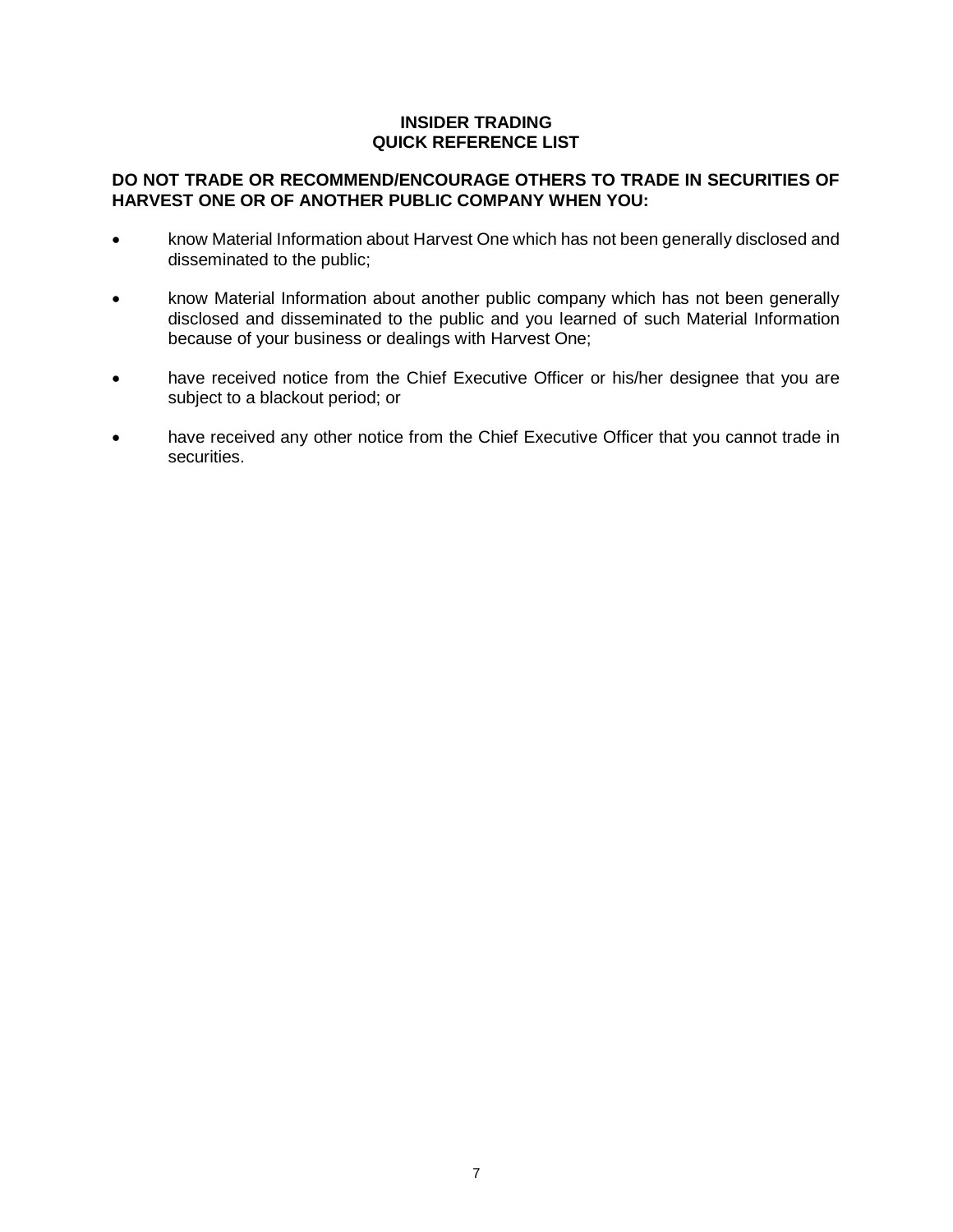# INSIDER TRADING
## QUICK REFERENCE LIST

**DO NOT TRADE OR RECOMMEND/ENCOURAGE OTHERS TO TRADE IN SECURITIES OF HARVEST ONE OR OF ANOTHER PUBLIC COMPANY WHEN YOU:**

- know Material Information about Harvest One which has not been generally disclosed and disseminated to the public;
- know Material Information about another public company which has not been generally disclosed and disseminated to the public and you learned of such Material Information because of your business or dealings with Harvest One;
- have received notice from the Chief Executive Officer or his/her designee that you are subject to a blackout period; or
- have received any other notice from the Chief Executive Officer that you cannot trade in securities.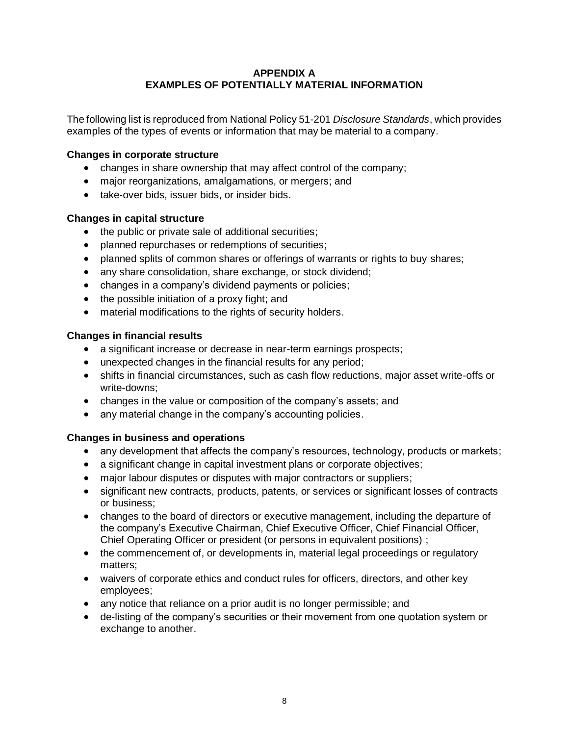# APPENDIX A
# EXAMPLES OF POTENTIALLY MATERIAL INFORMATION

The following list is reproduced from National Policy 51-201 *Disclosure Standards*, which provides examples of the types of events or information that may be material to a company.

**Changes in corporate structure**

- changes in share ownership that may affect control of the company;
- major reorganizations, amalgamations, or mergers; and
- take-over bids, issuer bids, or insider bids.

**Changes in capital structure**

- the public or private sale of additional securities;
- planned repurchases or redemptions of securities;
- planned splits of common shares or offerings of warrants or rights to buy shares;
- any share consolidation, share exchange, or stock dividend;
- changes in a company's dividend payments or policies;
- the possible initiation of a proxy fight; and
- material modifications to the rights of security holders.

**Changes in financial results**

- a significant increase or decrease in near-term earnings prospects;
- unexpected changes in the financial results for any period;
- shifts in financial circumstances, such as cash flow reductions, major asset write-offs or write-downs;
- changes in the value or composition of the company's assets; and
- any material change in the company's accounting policies.

**Changes in business and operations**

- any development that affects the company's resources, technology, products or markets;
- a significant change in capital investment plans or corporate objectives;
- major labour disputes or disputes with major contractors or suppliers;
- significant new contracts, products, patents, or services or significant losses of contracts or business;
- changes to the board of directors or executive management, including the departure of the company's Executive Chairman, Chief Executive Officer, Chief Financial Officer, Chief Operating Officer or president (or persons in equivalent positions) ;
- the commencement of, or developments in, material legal proceedings or regulatory matters;
- waivers of corporate ethics and conduct rules for officers, directors, and other key employees;
- any notice that reliance on a prior audit is no longer permissible; and
- de-listing of the company's securities or their movement from one quotation system or exchange to another.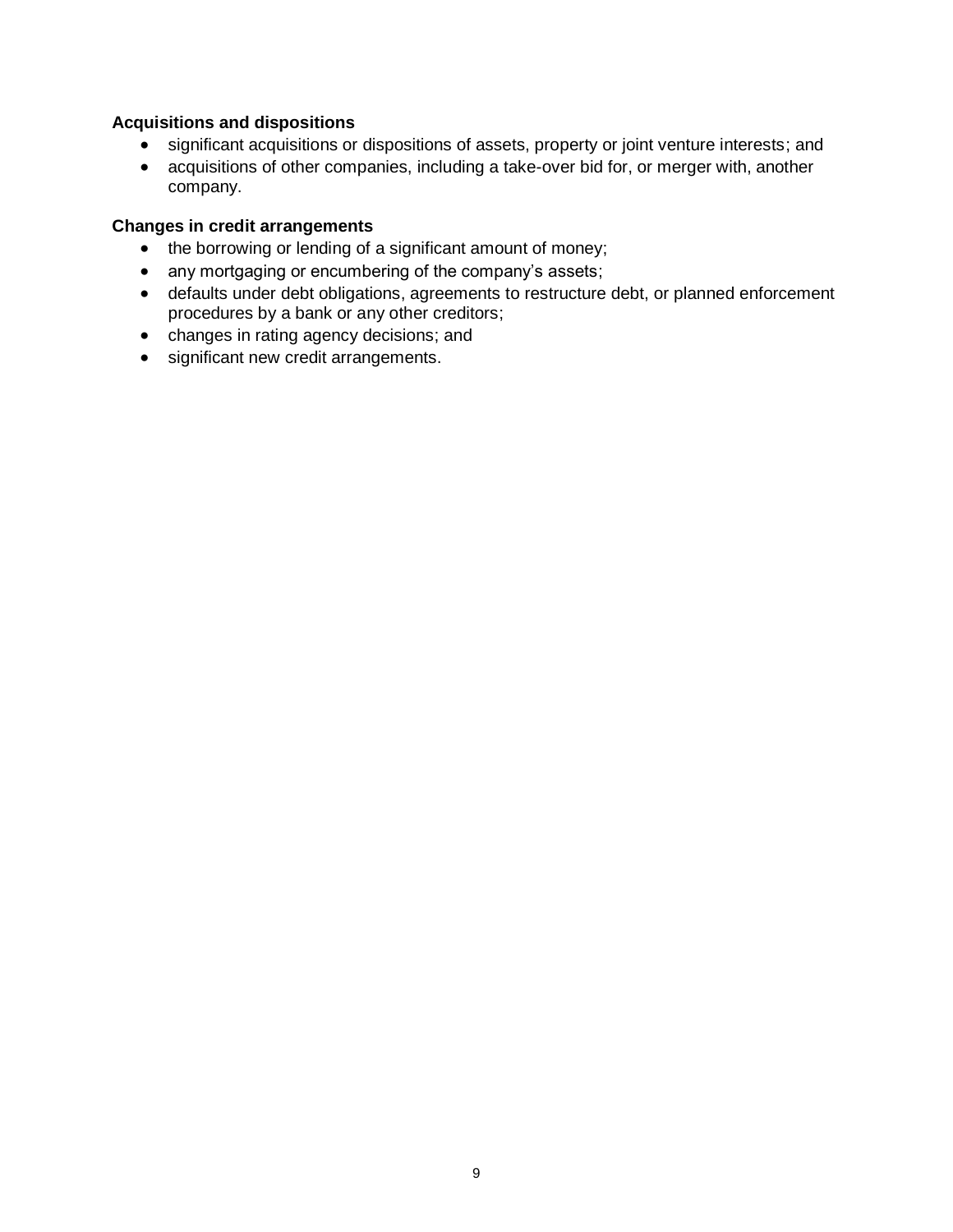**Acquisitions and dispositions**

- significant acquisitions or dispositions of assets, property or joint venture interests; and
- acquisitions of other companies, including a take-over bid for, or merger with, another company.

**Changes in credit arrangements**

- the borrowing or lending of a significant amount of money;
- any mortgaging or encumbering of the company's assets;
- defaults under debt obligations, agreements to restructure debt, or planned enforcement procedures by a bank or any other creditors;
- changes in rating agency decisions; and
- significant new credit arrangements.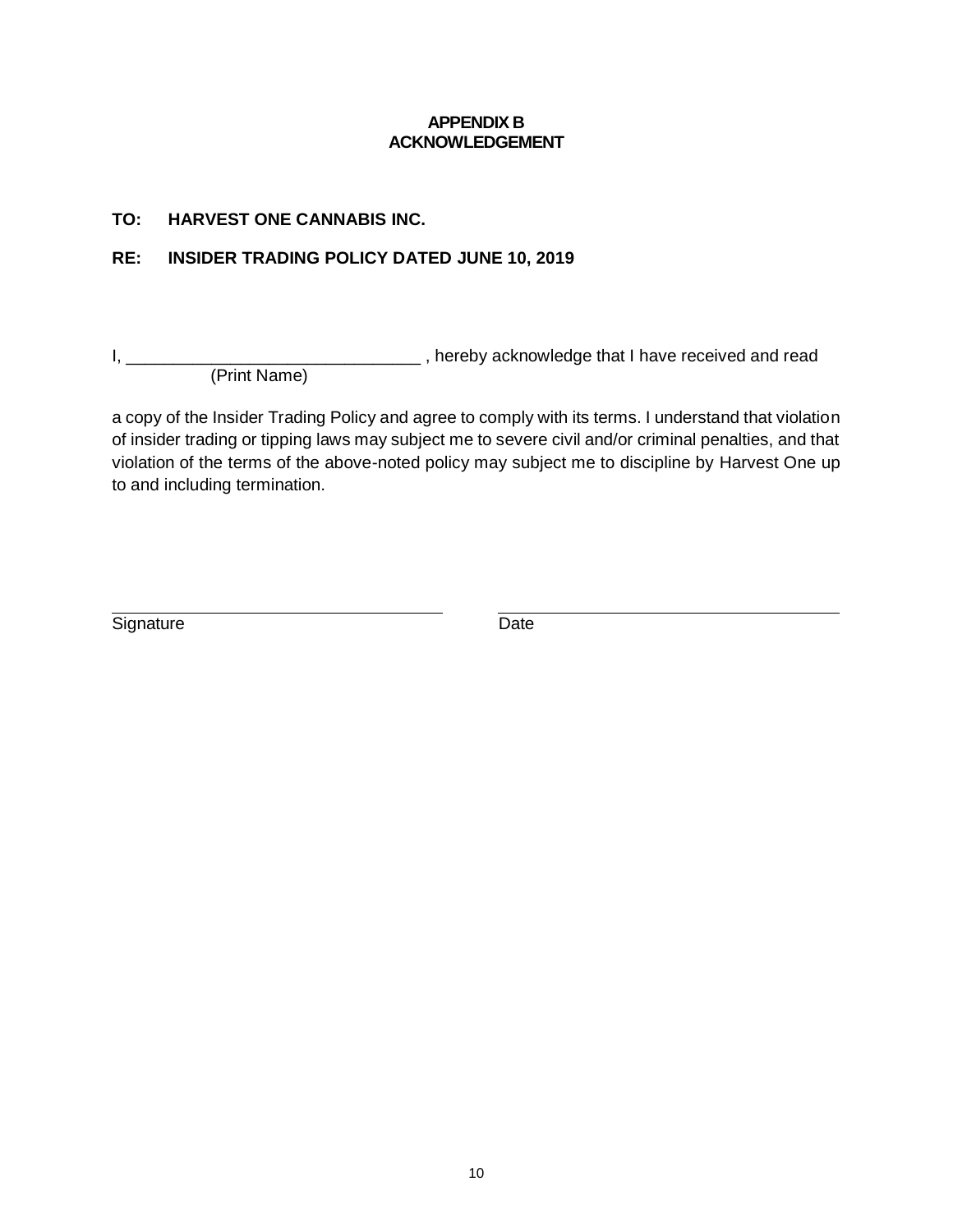# APPENDIX B
# ACKNOWLEDGEMENT

**TO: HARVEST ONE CANNABIS INC.**

**RE: INSIDER TRADING POLICY DATED JUNE 10, 2019**

I, ______________________________ , hereby acknowledge that I have received and read
(Print Name)

a copy of the Insider Trading Policy and agree to comply with its terms. I understand that violation of insider trading or tipping laws may subject me to severe civil and/or criminal penalties, and that violation of the terms of the above-noted policy may subject me to discipline by Harvest One up to and including termination.

______________________________ ______________________________
Signature Date